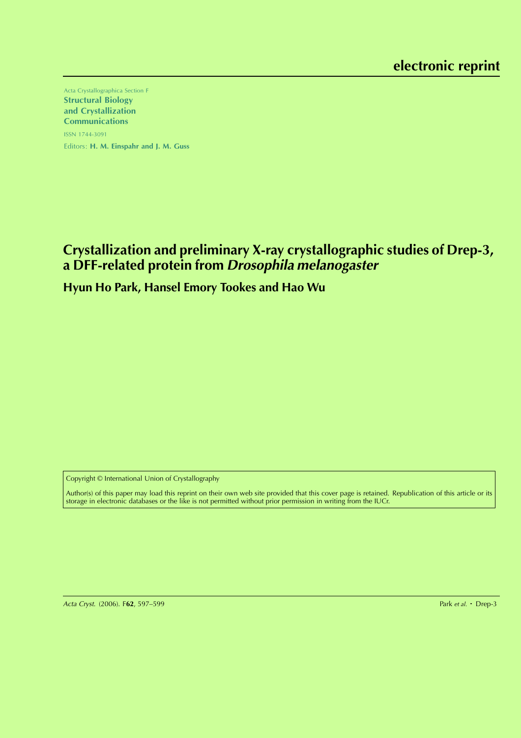electronic reprint

Acta Crystallographica Section F

**Structural Biology and Crystallization Communications**

ISSN 1744-3091

Editors: **H. M. Einspahr and J. M. Guss**

# Crystallization and preliminary X-ray crystallographic studies of Drep-3, a DFF-related protein from *Drosophila melanogaster*

**Hyun Ho Park, Hansel Emory Tookes and Hao Wu**

Copyright © International Union of Crystallography

Author(s) of this paper may load this reprint on their own web site provided that this cover page is retained. Republication of this article or its storage in electronic databases or the like is not permitted without prior permission in writing from the IUCr.

*Acta Cryst.* (2006). F**62**, 597–599 Park *et al.* · Drep-3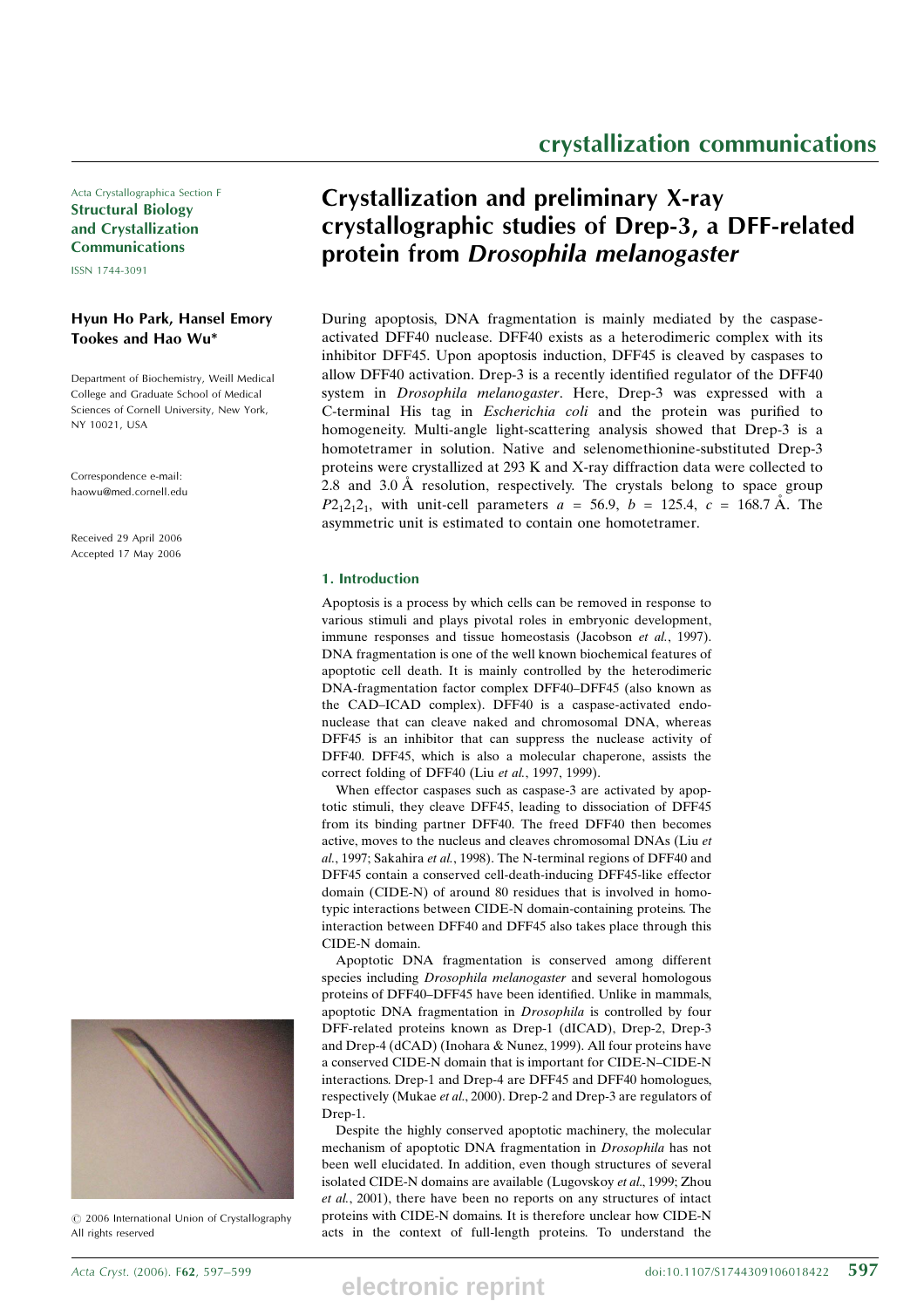# Crystallization and preliminary X-ray crystallographic studies of Drep-3, a DFF-related protein from *Drosophila melanogaster*

**Hyun Ho Park, Hansel Emory Tookes and Hao Wu***

Department of Biochemistry, Weill Medical College and Graduate School of Medical Sciences of Cornell University, New York, NY 10021, USA

Correspondence e-mail: haowu@med.cornell.edu

Received 29 April 2006
Accepted 17 May 2006

During apoptosis, DNA fragmentation is mainly mediated by the caspase-activated DFF40 nuclease. DFF40 exists as a heterodimeric complex with its inhibitor DFF45. Upon apoptosis induction, DFF45 is cleaved by caspases to allow DFF40 activation. Drep-3 is a recently identified regulator of the DFF40 system in *Drosophila melanogaster*. Here, Drep-3 was expressed with a C-terminal His tag in *Escherichia coli* and the protein was purified to homogeneity. Multi-angle light-scattering analysis showed that Drep-3 is a homotetramer in solution. Native and selenomethionine-substituted Drep-3 proteins were crystallized at 293 K and X-ray diffraction data were collected to 2.8 and 3.0 Å resolution, respectively. The crystals belong to space group $P2_12_12_1$, with unit-cell parameters $a$ = 56.9, $b$ = 125.4, $c$ = 168.7 Å. The asymmetric unit is estimated to contain one homotetramer.

## 1. Introduction

Apoptosis is a process by which cells can be removed in response to various stimuli and plays pivotal roles in embryonic development, immune responses and tissue homeostasis (Jacobson *et al.*, 1997). DNA fragmentation is one of the well known biochemical features of apoptotic cell death. It is mainly controlled by the heterodimeric DNA-fragmentation factor complex DFF40–DFF45 (also known as the CAD–ICAD complex). DFF40 is a caspase-activated endonuclease that can cleave naked and chromosomal DNA, whereas DFF45 is an inhibitor that can suppress the nuclease activity of DFF40. DFF45, which is also a molecular chaperone, assists the correct folding of DFF40 (Liu *et al.*, 1997, 1999).

When effector caspases such as caspase-3 are activated by apoptotic stimuli, they cleave DFF45, leading to dissociation of DFF45 from its binding partner DFF40. The freed DFF40 then becomes active, moves to the nucleus and cleaves chromosomal DNAs (Liu *et al.*, 1997; Sakahira *et al.*, 1998). The N-terminal regions of DFF40 and DFF45 contain a conserved cell-death-inducing DFF45-like effector domain (CIDE-N) of around 80 residues that is involved in homotypic interactions between CIDE-N domain-containing proteins. The interaction between DFF40 and DFF45 also takes place through this CIDE-N domain.

Apoptotic DNA fragmentation is conserved among different species including *Drosophila melanogaster* and several homologous proteins of DFF40–DFF45 have been identified. Unlike in mammals, apoptotic DNA fragmentation in *Drosophila* is controlled by four DFF-related proteins known as Drep-1 (dICAD), Drep-2, Drep-3 and Drep-4 (dCAD) (Inohara & Nunez, 1999). All four proteins have a conserved CIDE-N domain that is important for CIDE-N–CIDE-N interactions. Drep-1 and Drep-4 are DFF45 and DFF40 homologues, respectively (Mukae *et al.*, 2000). Drep-2 and Drep-3 are regulators of Drep-1.

Despite the highly conserved apoptotic machinery, the molecular mechanism of apoptotic DNA fragmentation in *Drosophila* has not been well elucidated. In addition, even though structures of several isolated CIDE-N domains are available (Lugovskoy *et al.*, 1999; Zhou *et al.*, 2001), there have been no reports on any structures of intact proteins with CIDE-N domains. It is therefore unclear how CIDE-N acts in the context of full-length proteins. To understand the

© 2006 International Union of Crystallography
All rights reserved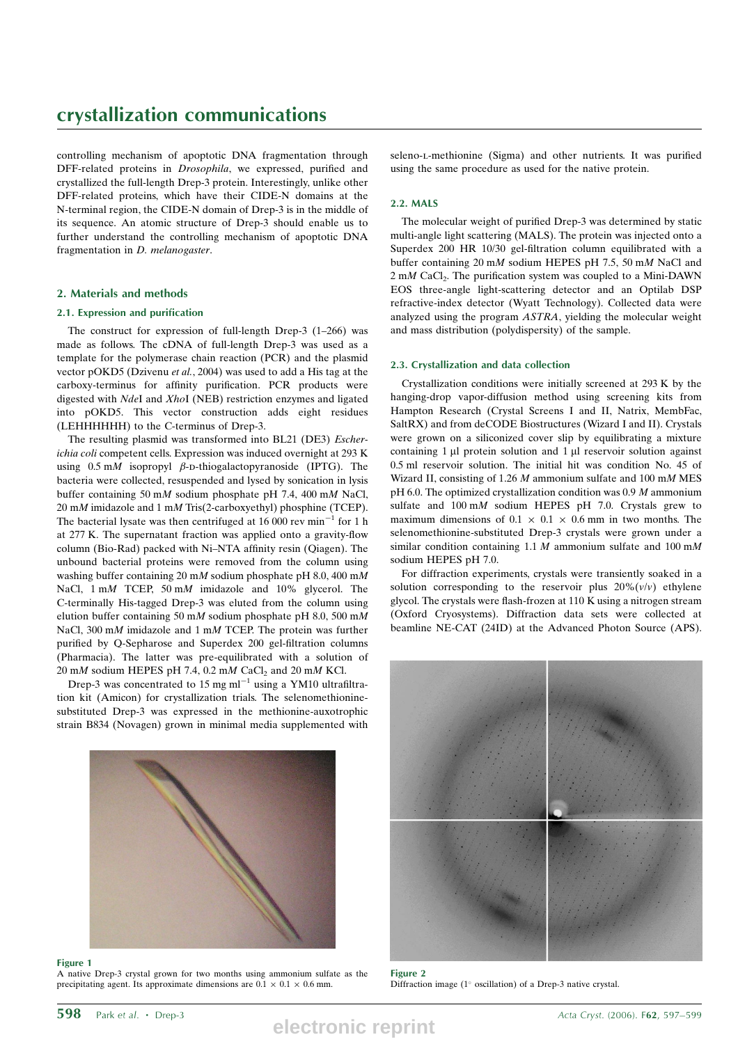controlling mechanism of apoptotic DNA fragmentation through DFF-related proteins in *Drosophila*, we expressed, purified and crystallized the full-length Drep-3 protein. Interestingly, unlike other DFF-related proteins, which have their CIDE-N domains at the N-terminal region, the CIDE-N domain of Drep-3 is in the middle of its sequence. An atomic structure of Drep-3 should enable us to further understand the controlling mechanism of apoptotic DNA fragmentation in *D. melanogaster*.

## 2. Materials and methods

### 2.1. Expression and purification

The construct for expression of full-length Drep-3 (1–266) was made as follows. The cDNA of full-length Drep-3 was used as a template for the polymerase chain reaction (PCR) and the plasmid vector pOKD5 (Dzivenu *et al.*, 2004) was used to add a His tag at the carboxy-terminus for affinity purification. PCR products were digested with *Nde*I and *Xho*I (NEB) restriction enzymes and ligated into pOKD5. This vector construction adds eight residues (LEHHHHHH) to the C-terminus of Drep-3.

The resulting plasmid was transformed into BL21 (DE3) *Escherichia coli* competent cells. Expression was induced overnight at 293 K using 0.5 m*M* isopropyl β-D-thiogalactopyranoside (IPTG). The bacteria were collected, resuspended and lysed by sonication in lysis buffer containing 50 m*M* sodium phosphate pH 7.4, 400 m*M* NaCl, 20 m*M* imidazole and 1 m*M* Tris(2-carboxyethyl) phosphine (TCEP). The bacterial lysate was then centrifuged at 16 000 rev $min^{-1}$ for 1 h at 277 K. The supernatant fraction was applied onto a gravity-flow column (Bio-Rad) packed with Ni–NTA affinity resin (Qiagen). The unbound bacterial proteins were removed from the column using washing buffer containing 20 m*M* sodium phosphate pH 8.0, 400 m*M* NaCl, 1 m*M* TCEP, 50 m*M* imidazole and 10% glycerol. The C-terminally His-tagged Drep-3 was eluted from the column using elution buffer containing 50 m*M* sodium phosphate pH 8.0, 500 m*M* NaCl, 300 m*M* imidazole and 1 m*M* TCEP. The protein was further purified by Q-Sepharose and Superdex 200 gel-filtration columns (Pharmacia). The latter was pre-equilibrated with a solution of 20 m*M* sodium HEPES pH 7.4, 0.2 m*M* $CaCl_2$ and 20 m*M* KCl.

Drep-3 was concentrated to 15 mg $ml^{-1}$ using a YM10 ultrafiltration kit (Amicon) for crystallization trials. The selenomethionine-substituted Drep-3 was expressed in the methionine-auxotrophic strain B834 (Novagen) grown in minimal media supplemented with seleno-L-methionine (Sigma) and other nutrients. It was purified using the same procedure as used for the native protein.

### 2.2. MALS

The molecular weight of purified Drep-3 was determined by static multi-angle light scattering (MALS). The protein was injected onto a Superdex 200 HR 10/30 gel-filtration column equilibrated with a buffer containing 20 m*M* sodium HEPES pH 7.5, 50 m*M* NaCl and 2 m*M* $CaCl_2$. The purification system was coupled to a Mini-DAWN EOS three-angle light-scattering detector and an Optilab DSP refractive-index detector (Wyatt Technology). Collected data were analyzed using the program *ASTRA*, yielding the molecular weight and mass distribution (polydispersity) of the sample.

### 2.3. Crystallization and data collection

Crystallization conditions were initially screened at 293 K by the hanging-drop vapor-diffusion method using screening kits from Hampton Research (Crystal Screens I and II, Natrix, MembFac, SaltRX) and from deCODE Biostructures (Wizard I and II). Crystals were grown on a siliconized cover slip by equilibrating a mixture containing 1 µl protein solution and 1 µl reservoir solution against 0.5 ml reservoir solution. The initial hit was condition No. 45 of Wizard II, consisting of 1.26 *M* ammonium sulfate and 100 m*M* MES pH 6.0. The optimized crystallization condition was 0.9 *M* ammonium sulfate and 100 m*M* sodium HEPES pH 7.0. Crystals grew to maximum dimensions of 0.1 × 0.1 × 0.6 mm in two months. The selenomethionine-substituted Drep-3 crystals were grown under a similar condition containing 1.1 *M* ammonium sulfate and 100 m*M* sodium HEPES pH 7.0.

For diffraction experiments, crystals were transiently soaked in a solution corresponding to the reservoir plus 20%(*v*/*v*) ethylene glycol. The crystals were flash-frozen at 110 K using a nitrogen stream (Oxford Cryosystems). Diffraction data sets were collected at beamline NE-CAT (24ID) at the Advanced Photon Source (APS).

**Figure 1**
A native Drep-3 crystal grown for two months using ammonium sulfate as the precipitating agent. Its approximate dimensions are 0.1 × 0.1 × 0.6 mm.

**Figure 2**
Diffraction image (1° oscillation) of a Drep-3 native crystal.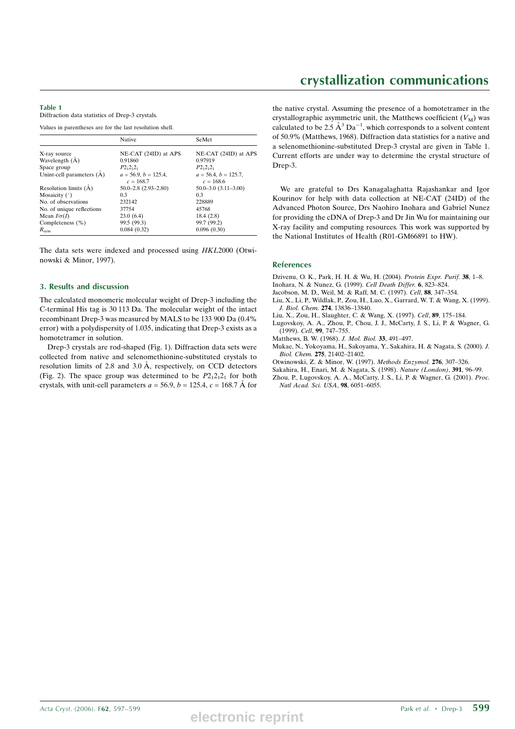**Table 1**
Diffraction data statistics of Drep-3 crystals.

Values in parentheses are for the last resolution shell.

| | Native | SeMet |
|---|---|---|
| X-ray source | NE-CAT (24ID) at APS | NE-CAT (24ID) at APS |
| Wavelength (Å) | 0.91860 | 0.97919 |
| Space group | $P2_12_12_1$ | $P2_12_12_1$ |
| Unint-cell parameters (Å) | $a$ = 56.9, $b$ = 125.4, $c$ = 168.7 | $a$ = 56.4, $b$ = 125.7, $c$ = 168.6 |
| Resolution limits (Å) | 50.0–2.8 (2.93–2.80) | 50.0–3.0 (3.11–3.00) |
| Mosaicity (°) | 0.3 | 0.3 |
| No. of observations | 232142 | 228889 |
| No. of unique reflections | 37754 | 45768 |
| Mean $I/\sigma(I)$ | 23.0 (6.4) | 18.4 (2.8) |
| Completeness (%) | 99.5 (99.3) | 99.7 (99.2) |
| $R_{sym}$ | 0.084 (0.32) | 0.096 (0.30) |

The data sets were indexed and processed using *HKL*2000 (Otwinowski & Minor, 1997).

## 3. Results and discussion

The calculated monomeric molecular weight of Drep-3 including the C-terminal His tag is 30 113 Da. The molecular weight of the intact recombinant Drep-3 was measured by MALS to be 133 900 Da (0.4% error) with a polydispersity of 1.035, indicating that Drep-3 exists as a homotetramer in solution.

Drep-3 crystals are rod-shaped (Fig. 1). Diffraction data sets were collected from native and selenomethionine-substituted crystals to resolution limits of 2.8 and 3.0 Å, respectively, on CCD detectors (Fig. 2). The space group was determined to be $P2_12_12_1$ for both crystals, with unit-cell parameters $a$ = 56.9, $b$ = 125.4, $c$ = 168.7 Å for the native crystal. Assuming the presence of a homotetramer in the crystallographic asymmetric unit, the Matthews coefficient ($V_M$) was calculated to be 2.5 $Å^3$ $Da^{-1}$, which corresponds to a solvent content of 50.9% (Matthews, 1968). Diffraction data statistics for a native and a selenomethionine-substituted Drep-3 crystal are given in Table 1. Current efforts are under way to determine the crystal structure of Drep-3.

We are grateful to Drs Kanagalaghatta Rajashankar and Igor Kourinov for help with data collection at NE-CAT (24ID) of the Advanced Photon Source, Drs Naohiro Inohara and Gabriel Nunez for providing the cDNA of Drep-3 and Dr Jin Wu for maintaining our X-ray facility and computing resources. This work was supported by the National Institutes of Health (R01-GM66891 to HW).

## References

Dzivenu, O. K., Park, H. H. & Wu, H. (2004). *Protein Expr. Purif.* **38**, 1–8.
Inohara, N. & Nunez, G. (1999). *Cell Death Differ.* **6**, 823–824.
Jacobson, M. D., Weil, M. & Raff, M. C. (1997). *Cell*, **88**, 347–354.
Liu, X., Li, P., Wildlak, P., Zou, H., Luo, X., Garrard, W. T. & Wang, X. (1999). *J. Biol. Chem.* **274**, 13836–13840.
Liu, X., Zou, H., Slaughter, C. & Wang, X. (1997). *Cell*, **89**, 175–184.
Lugovskoy, A. A., Zhou, P., Chou, J. J., McCarty, J. S., Li, P. & Wagner, G. (1999). *Cell*, **99**, 747–755.
Matthews, B. W. (1968). *J. Mol. Biol.* **33**, 491–497.
Mukae, N., Yokoyama, H., Sakoyama, Y., Sakahira, H. & Nagata, S. (2000). *J. Biol. Chem.* **275**, 21402–21402.
Otwinowski, Z. & Minor, W. (1997). *Methods Enzymol.* **276**, 307–326.
Sakahira, H., Enari, M. & Nagata, S. (1998). *Nature (London)*, **391**, 96–99.
Zhou, P., Lugovskoy, A. A., McCarty, J. S., Li, P. & Wagner, G. (2001). *Proc. Natl Acad. Sci. USA*, **98**, 6051–6055.